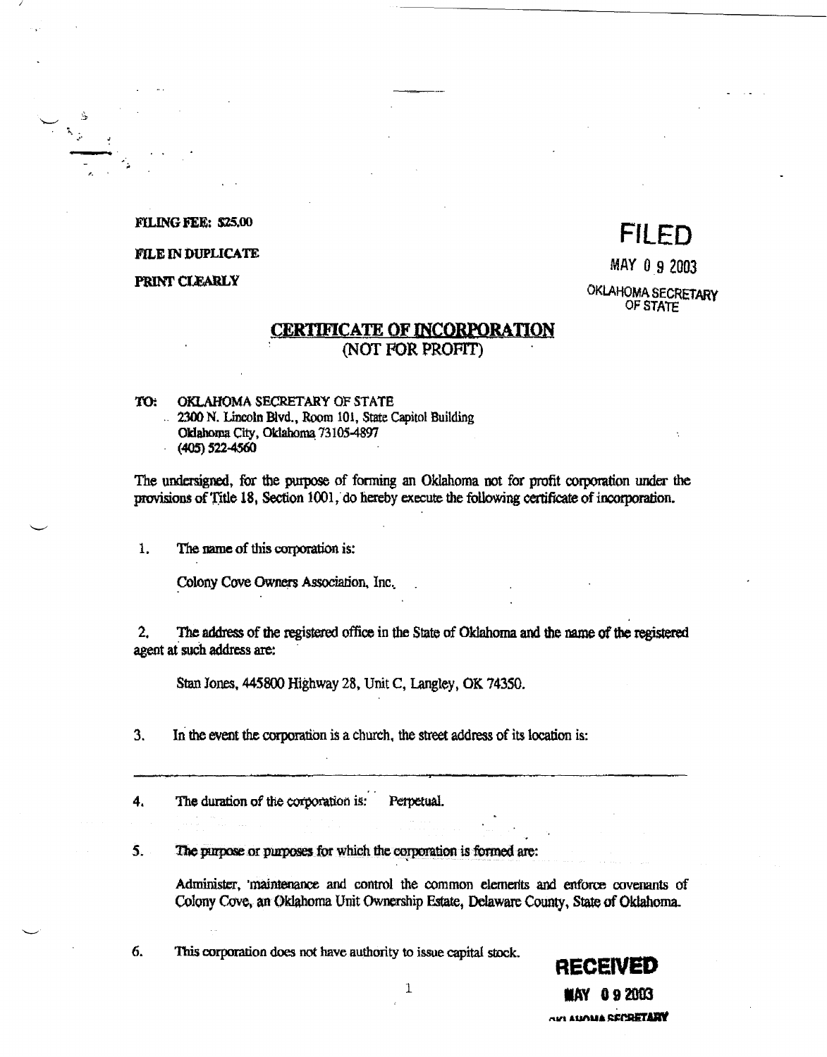**FILING FEE: $25.00**

**FILE IN DUPLICATE**

**PRINT CLEARLY**

FILED

MAY 09 2003

OKLAHOMA SECRETARY OF STATE

## CERTIFICATE OF INCORPORATION
(NOT FOR PROFIT)

**TO:** OKLAHOMA SECRETARY OF STATE
2300 N. Lincoln Blvd., Room 101, State Capitol Building
Oklahoma City, Oklahoma 73105-4897
(405) 522-4560

The undersigned, for the purpose of forming an Oklahoma not for profit corporation under the provisions of Title 18, Section 1001, do hereby execute the following certificate of incorporation.

1. The name of this corporation is:

   Colony Cove Owners Association, Inc.

2. The address of the registered office in the State of Oklahoma and the name of the registered agent at such address are:

   Stan Jones, 445800 Highway 28, Unit C, Langley, OK 74350.

3. In the event the corporation is a church, the street address of its location is:

   ______________________________

4. The duration of the corporation is: Perpetual.

5. The purpose or purposes for which the corporation is formed are:

   Administer, maintenance and control the common elements and enforce covenants of Colony Cove, an Oklahoma Unit Ownership Estate, Delaware County, State of Oklahoma.

6. This corporation does not have authority to issue capital stock.

**RECEIVED**

**MAY 09 2003**

**OKLAHOMA SECRETARY**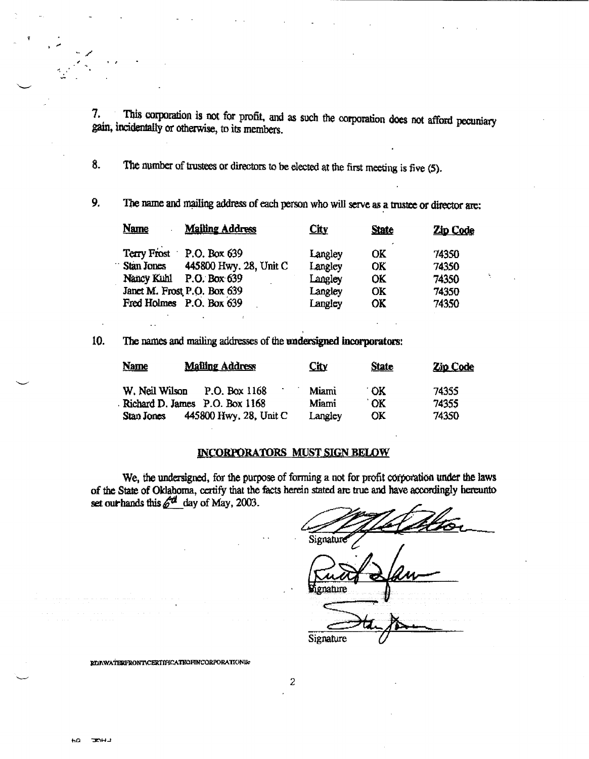7. This corporation is not for profit, and as such the corporation does not afford pecuniary gain, incidentally or otherwise, to its members.

8. The number of trustees or directors to be elected at the first meeting is five (5).

9. The name and mailing address of each person who will serve as a trustee or director are:

| Name | Mailing Address | City | State | Zip Code |
|---|---|---|---|---|
| Terry Frost | P.O. Box 639 | Langley | OK | 74350 |
| Stan Jones | 445800 Hwy. 28, Unit C | Langley | OK | 74350 |
| Nancy Kuhl | P.O. Box 639 | Langley | OK | 74350 |
| Janet M. Frost | P.O. Box 639 | Langley | OK | 74350 |
| Fred Holmes | P.O. Box 639 | Langley | OK | 74350 |

10. The names and mailing addresses of the **undersigned incorporators**:

| Name | Mailing Address | City | State | Zip Code |
|---|---|---|---|---|
| W. Neil Wilson | P.O. Box 1168 | Miami | OK | 74355 |
| Richard D. James | P.O. Box 1168 | Miami | OK | 74355 |
| Stan Jones | 445800 Hwy. 28, Unit C | Langley | OK | 74350 |

**INCORPORATORS MUST SIGN BELOW**

We, the undersigned, for the purpose of forming a not for profit corporation under the laws of the State of Oklahoma, certify that the facts herein stated are true and have accordingly hereunto set our hands this 6th day of May, 2003.

Signature

Signature

Signature

RD:WATERFRONT\CERTIFICATEOFINCORPORATIONIIc